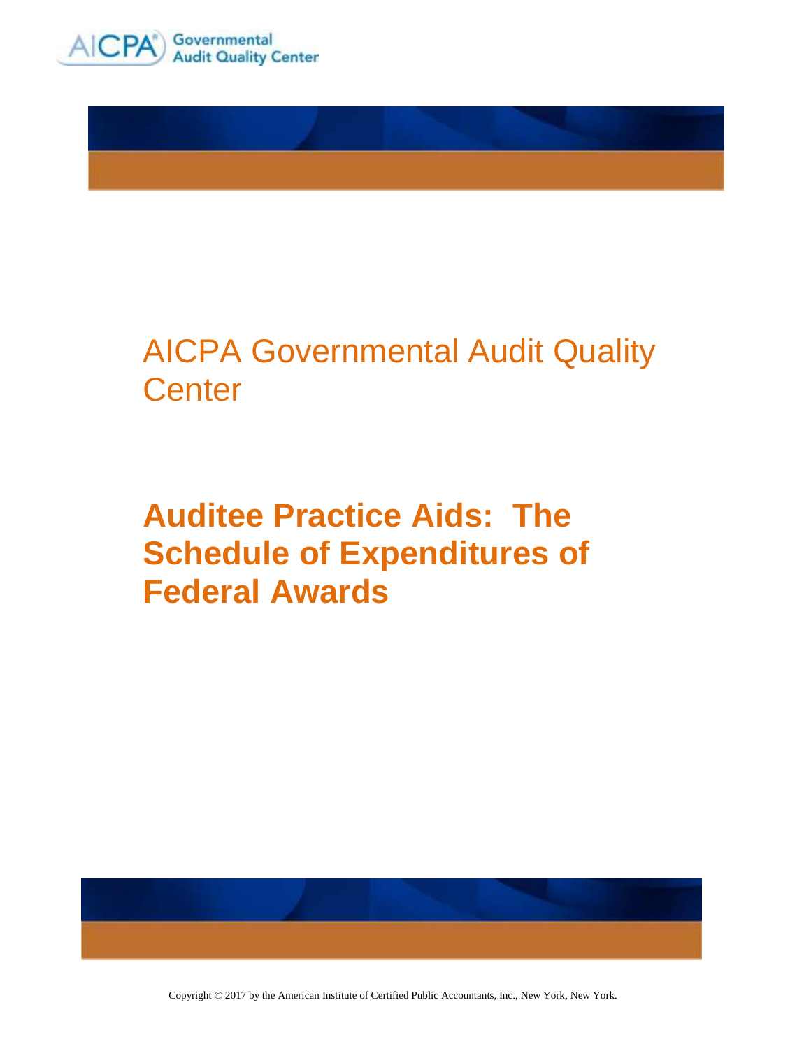AICPA Governmental Audit Quality Center

# AICPA Governmental Audit Quality Center

# Auditee Practice Aids: The Schedule of Expenditures of Federal Awards

Copyright © 2017 by the American Institute of Certified Public Accountants, Inc., New York, New York.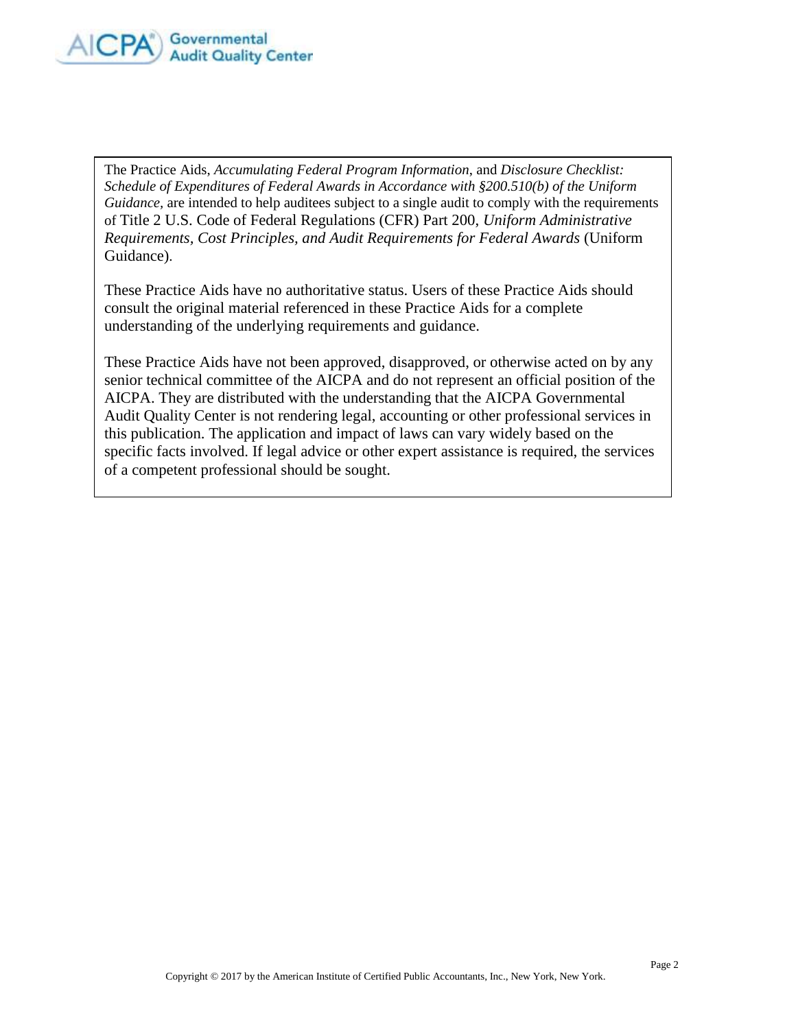The Practice Aids, *Accumulating Federal Program Information*, and *Disclosure Checklist: Schedule of Expenditures of Federal Awards in Accordance with §200.510(b) of the Uniform Guidance*, are intended to help auditees subject to a single audit to comply with the requirements of Title 2 U.S. Code of Federal Regulations (CFR) Part 200, *Uniform Administrative Requirements, Cost Principles, and Audit Requirements for Federal Awards* (Uniform Guidance).

These Practice Aids have no authoritative status. Users of these Practice Aids should consult the original material referenced in these Practice Aids for a complete understanding of the underlying requirements and guidance.

These Practice Aids have not been approved, disapproved, or otherwise acted on by any senior technical committee of the AICPA and do not represent an official position of the AICPA. They are distributed with the understanding that the AICPA Governmental Audit Quality Center is not rendering legal, accounting or other professional services in this publication. The application and impact of laws can vary widely based on the specific facts involved. If legal advice or other expert assistance is required, the services of a competent professional should be sought.

Copyright © 2017 by the American Institute of Certified Public Accountants, Inc., New York, New York.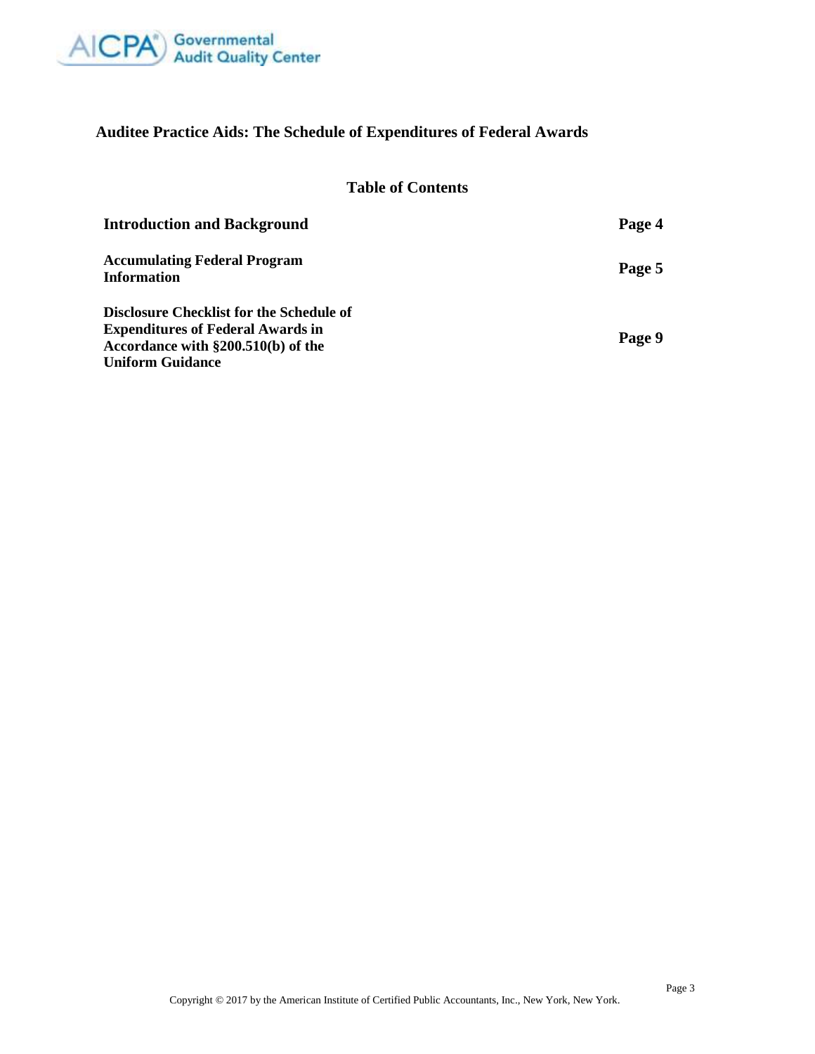## Auditee Practice Aids: The Schedule of Expenditures of Federal Awards

### Table of Contents

| | |
|---|---|
| **Introduction and Background** | **Page 4** |
| **Accumulating Federal Program Information** | **Page 5** |
| **Disclosure Checklist for the Schedule of Expenditures of Federal Awards in Accordance with §200.510(b) of the Uniform Guidance** | **Page 9** |

Copyright © 2017 by the American Institute of Certified Public Accountants, Inc., New York, New York.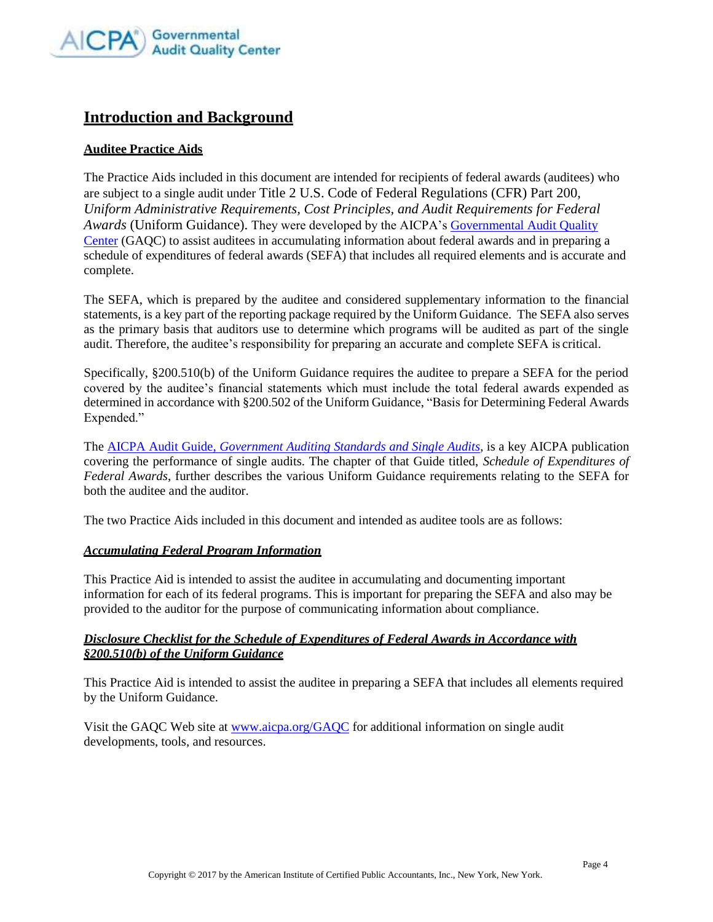## Introduction and Background

### Auditee Practice Aids

The Practice Aids included in this document are intended for recipients of federal awards (auditees) who are subject to a single audit under Title 2 U.S. Code of Federal Regulations (CFR) Part 200, *Uniform Administrative Requirements, Cost Principles, and Audit Requirements for Federal Awards* (Uniform Guidance). They were developed by the AICPA's Governmental Audit Quality Center (GAQC) to assist auditees in accumulating information about federal awards and in preparing a schedule of expenditures of federal awards (SEFA) that includes all required elements and is accurate and complete.

The SEFA, which is prepared by the auditee and considered supplementary information to the financial statements, is a key part of the reporting package required by the Uniform Guidance. The SEFA also serves as the primary basis that auditors use to determine which programs will be audited as part of the single audit. Therefore, the auditee's responsibility for preparing an accurate and complete SEFA is critical.

Specifically, §200.510(b) of the Uniform Guidance requires the auditee to prepare a SEFA for the period covered by the auditee's financial statements which must include the total federal awards expended as determined in accordance with §200.502 of the Uniform Guidance, "Basis for Determining Federal Awards Expended."

The AICPA Audit Guide, *Government Auditing Standards and Single Audits*, is a key AICPA publication covering the performance of single audits. The chapter of that Guide titled, *Schedule of Expenditures of Federal Awards*, further describes the various Uniform Guidance requirements relating to the SEFA for both the auditee and the auditor.

The two Practice Aids included in this document and intended as auditee tools are as follows:

***Accumulating Federal Program Information***

This Practice Aid is intended to assist the auditee in accumulating and documenting important information for each of its federal programs. This is important for preparing the SEFA and also may be provided to the auditor for the purpose of communicating information about compliance.

***Disclosure Checklist for the Schedule of Expenditures of Federal Awards in Accordance with §200.510(b) of the Uniform Guidance***

This Practice Aid is intended to assist the auditee in preparing a SEFA that includes all elements required by the Uniform Guidance.

Visit the GAQC Web site at www.aicpa.org/GAQC for additional information on single audit developments, tools, and resources.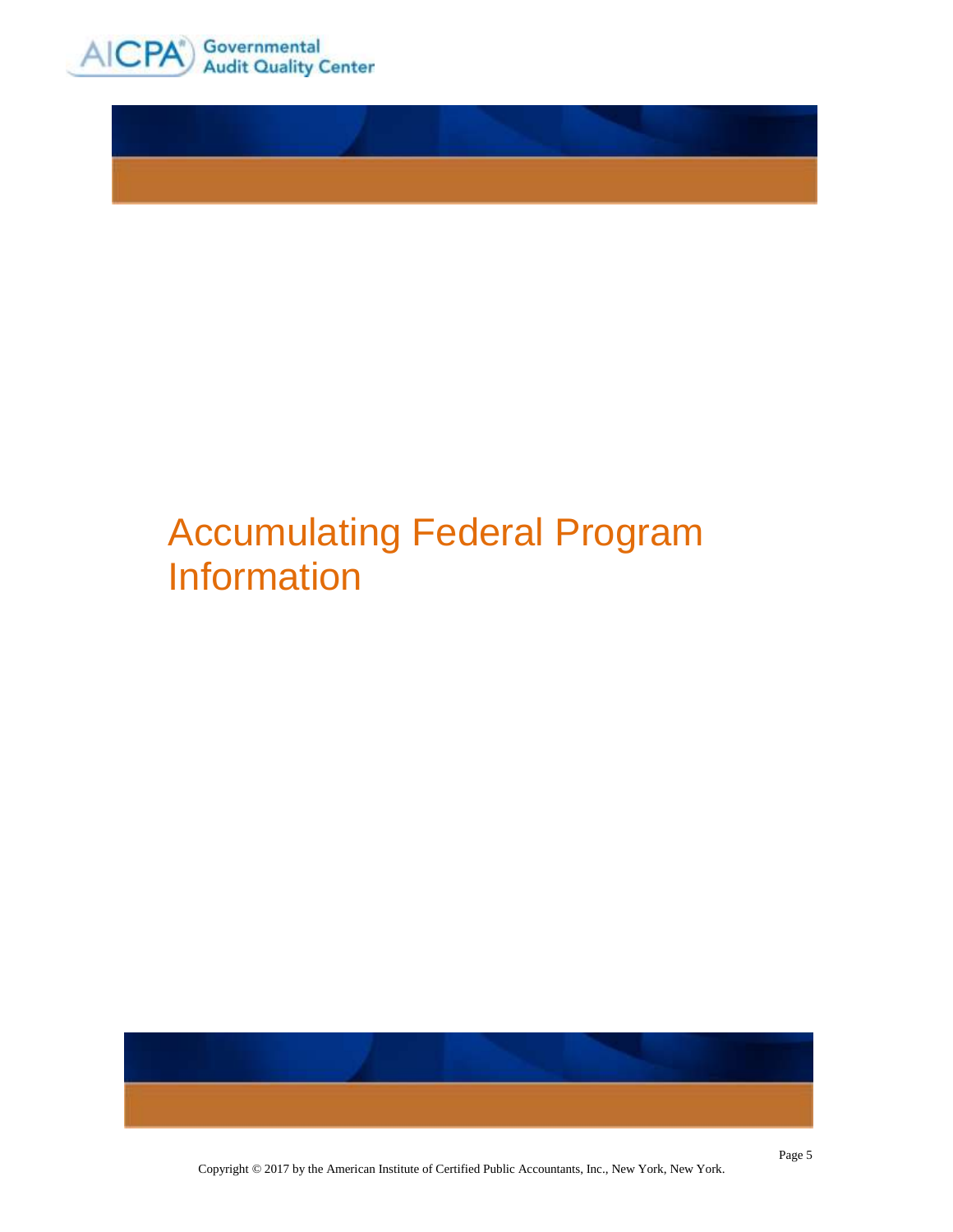# Accumulating Federal Program Information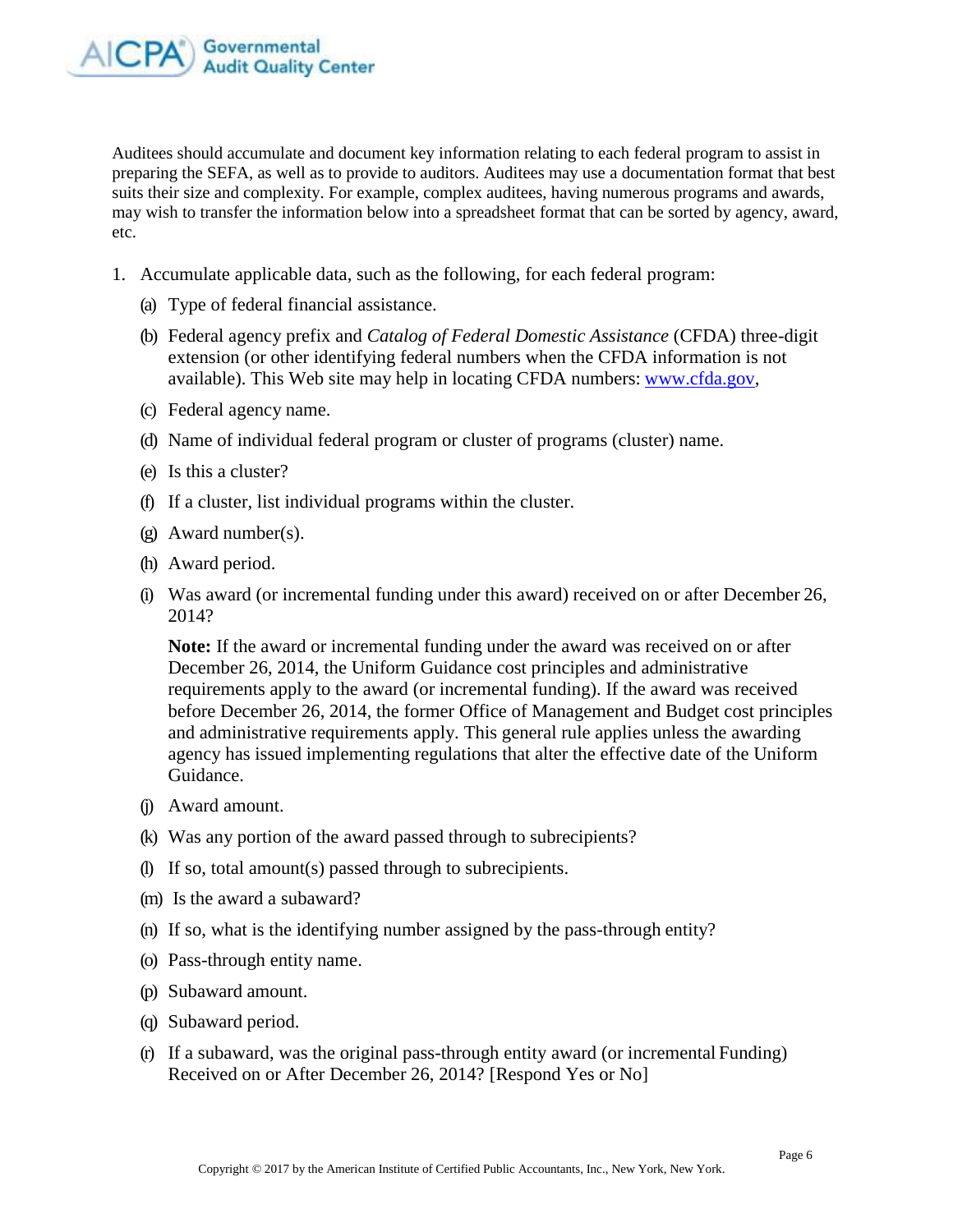Auditees should accumulate and document key information relating to each federal program to assist in preparing the SEFA, as well as to provide to auditors. Auditees may use a documentation format that best suits their size and complexity. For example, complex auditees, having numerous programs and awards, may wish to transfer the information below into a spreadsheet format that can be sorted by agency, award, etc.

1. Accumulate applicable data, such as the following, for each federal program:

   (a) Type of federal financial assistance.

   (b) Federal agency prefix and *Catalog of Federal Domestic Assistance* (CFDA) three-digit extension (or other identifying federal numbers when the CFDA information is not available). This Web site may help in locating CFDA numbers: [www.cfda.gov](http://www.cfda.gov),

   (c) Federal agency name.

   (d) Name of individual federal program or cluster of programs (cluster) name.

   (e) Is this a cluster?

   (f) If a cluster, list individual programs within the cluster.

   (g) Award number(s).

   (h) Award period.

   (i) Was award (or incremental funding under this award) received on or after December 26, 2014?

      **Note:** If the award or incremental funding under the award was received on or after December 26, 2014, the Uniform Guidance cost principles and administrative requirements apply to the award (or incremental funding). If the award was received before December 26, 2014, the former Office of Management and Budget cost principles and administrative requirements apply. This general rule applies unless the awarding agency has issued implementing regulations that alter the effective date of the Uniform Guidance.

   (j) Award amount.

   (k) Was any portion of the award passed through to subrecipients?

   (l) If so, total amount(s) passed through to subrecipients.

   (m) Is the award a subaward?

   (n) If so, what is the identifying number assigned by the pass-through entity?

   (o) Pass-through entity name.

   (p) Subaward amount.

   (q) Subaward period.

   (r) If a subaward, was the original pass-through entity award (or incremental Funding) Received on or After December 26, 2014? [Respond Yes or No]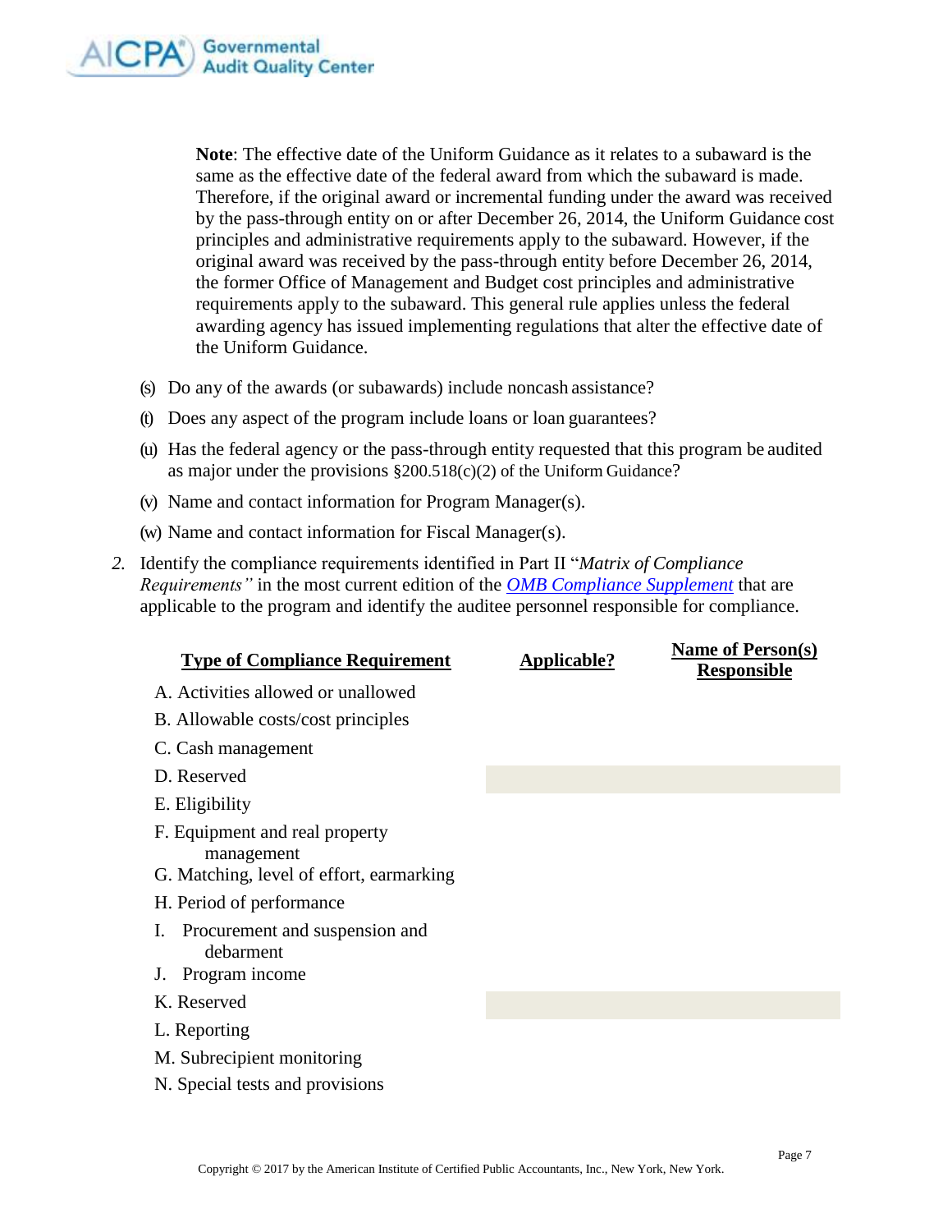**Note**: The effective date of the Uniform Guidance as it relates to a subaward is the same as the effective date of the federal award from which the subaward is made. Therefore, if the original award or incremental funding under the award was received by the pass-through entity on or after December 26, 2014, the Uniform Guidance cost principles and administrative requirements apply to the subaward. However, if the original award was received by the pass-through entity before December 26, 2014, the former Office of Management and Budget cost principles and administrative requirements apply to the subaward. This general rule applies unless the federal awarding agency has issued implementing regulations that alter the effective date of the Uniform Guidance.

(s) Do any of the awards (or subawards) include noncash assistance?

(t) Does any aspect of the program include loans or loan guarantees?

(u) Has the federal agency or the pass-through entity requested that this program be audited as major under the provisions §200.518(c)(2) of the Uniform Guidance?

(v) Name and contact information for Program Manager(s).

(w) Name and contact information for Fiscal Manager(s).

2. Identify the compliance requirements identified in Part II "*Matrix of Compliance Requirements"* in the most current edition of the *OMB Compliance Supplement* that are applicable to the program and identify the auditee personnel responsible for compliance.

| Type of Compliance Requirement | Applicable? | Name of Person(s) Responsible |
|---|---|---|
| A. Activities allowed or unallowed | | |
| B. Allowable costs/cost principles | | |
| C. Cash management | | |
| D. Reserved | | |
| E. Eligibility | | |
| F. Equipment and real property management | | |
| G. Matching, level of effort, earmarking | | |
| H. Period of performance | | |
| I. Procurement and suspension and debarment | | |
| J. Program income | | |
| K. Reserved | | |
| L. Reporting | | |
| M. Subrecipient monitoring | | |
| N. Special tests and provisions | | |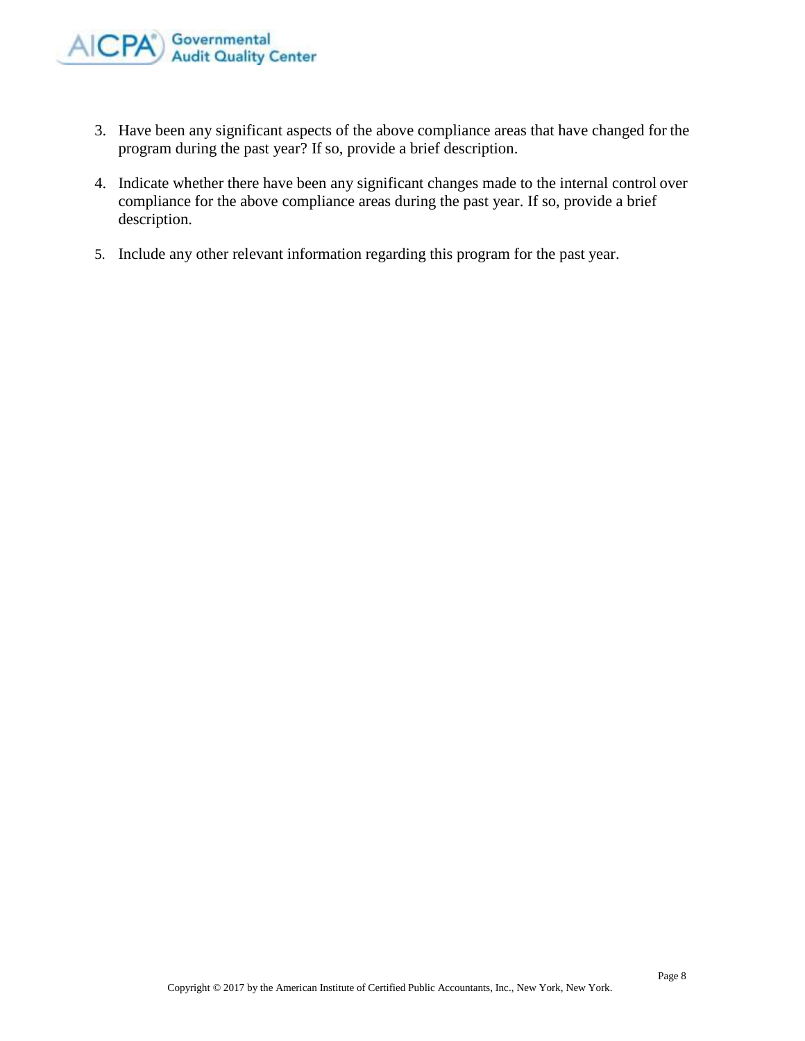3. Have been any significant aspects of the above compliance areas that have changed for the program during the past year? If so, provide a brief description.

4. Indicate whether there have been any significant changes made to the internal control over compliance for the above compliance areas during the past year. If so, provide a brief description.

5. Include any other relevant information regarding this program for the past year.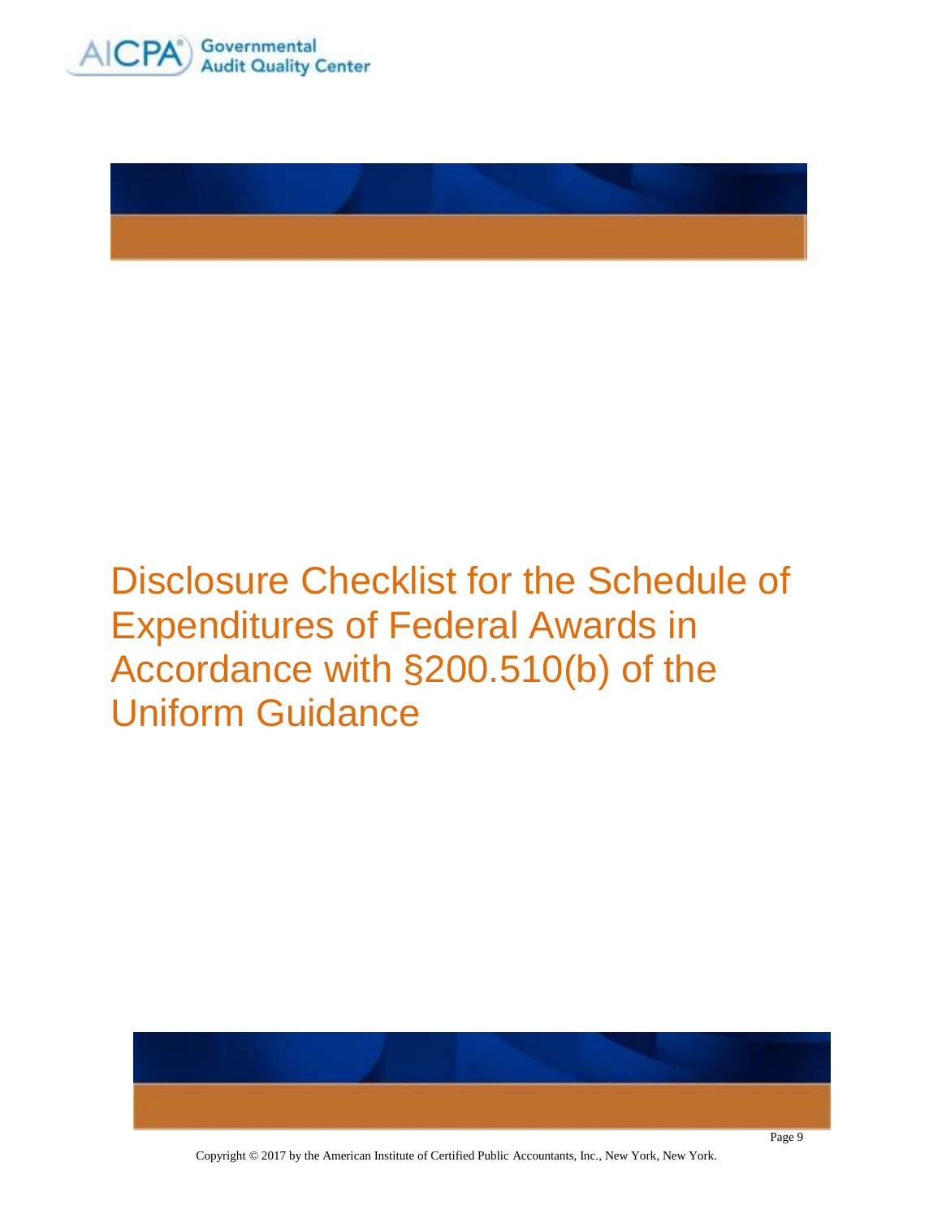# Disclosure Checklist for the Schedule of Expenditures of Federal Awards in Accordance with §200.510(b) of the Uniform Guidance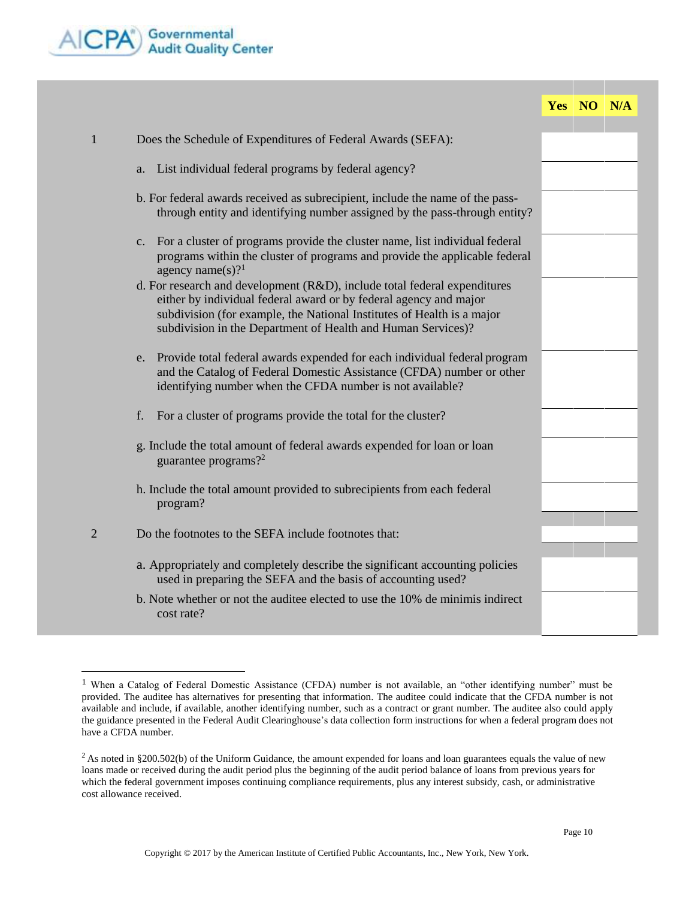| | | Yes | NO | N/A |
|---|---|---|---|---|
| 1 | Does the Schedule of Expenditures of Federal Awards (SEFA): | | | |
| | a. List individual federal programs by federal agency? | | | |
| | b. For federal awards received as subrecipient, include the name of the pass-through entity and identifying number assigned by the pass-through entity? | | | |
| | c. For a cluster of programs provide the cluster name, list individual federal programs within the cluster of programs and provide the applicable federal agency name(s)?[1] | | | |
| | d. For research and development (R&D), include total federal expenditures either by individual federal award or by federal agency and major subdivision (for example, the National Institutes of Health is a major subdivision in the Department of Health and Human Services)? | | | |
| | e. Provide total federal awards expended for each individual federal program and the Catalog of Federal Domestic Assistance (CFDA) number or other identifying number when the CFDA number is not available? | | | |
| | f. For a cluster of programs provide the total for the cluster? | | | |
| | g. Include the total amount of federal awards expended for loan or loan guarantee programs?[2] | | | |
| | h. Include the total amount provided to subrecipients from each federal program? | | | |
| 2 | Do the footnotes to the SEFA include footnotes that: | | | |
| | a. Appropriately and completely describe the significant accounting policies used in preparing the SEFA and the basis of accounting used? | | | |
| | b. Note whether or not the auditee elected to use the 10% de minimis indirect cost rate? | | | |

[1] When a Catalog of Federal Domestic Assistance (CFDA) number is not available, an "other identifying number" must be provided. The auditee has alternatives for presenting that information. The auditee could indicate that the CFDA number is not available and include, if available, another identifying number, such as a contract or grant number. The auditee also could apply the guidance presented in the Federal Audit Clearinghouse's data collection form instructions for when a federal program does not have a CFDA number.

[2] As noted in §200.502(b) of the Uniform Guidance, the amount expended for loans and loan guarantees equals the value of new loans made or received during the audit period plus the beginning of the audit period balance of loans from previous years for which the federal government imposes continuing compliance requirements, plus any interest subsidy, cash, or administrative cost allowance received.

Copyright © 2017 by the American Institute of Certified Public Accountants, Inc., New York, New York.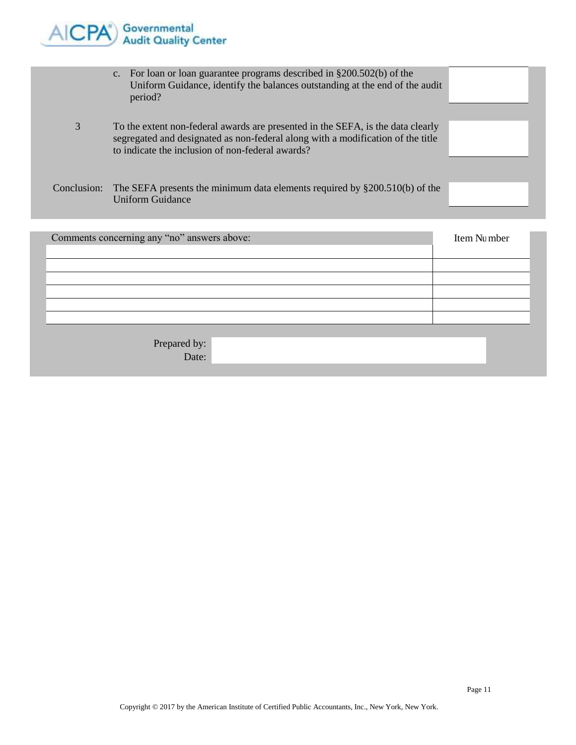| | | |
|---|---|---|
| | c. For loan or loan guarantee programs described in §200.502(b) of the Uniform Guidance, identify the balances outstanding at the end of the audit period? | |
| 3 | To the extent non-federal awards are presented in the SEFA, is the data clearly segregated and designated as non-federal along with a modification of the title to indicate the inclusion of non-federal awards? | |
| Conclusion: | The SEFA presents the minimum data elements required by §200.510(b) of the Uniform Guidance | |

| Comments concerning any "no" answers above: | Item Number |
|---|---|
| | |
| | |
| | |
| | |
| | |
| | |

Prepared by:

Date:

Copyright © 2017 by the American Institute of Certified Public Accountants, Inc., New York, New York.